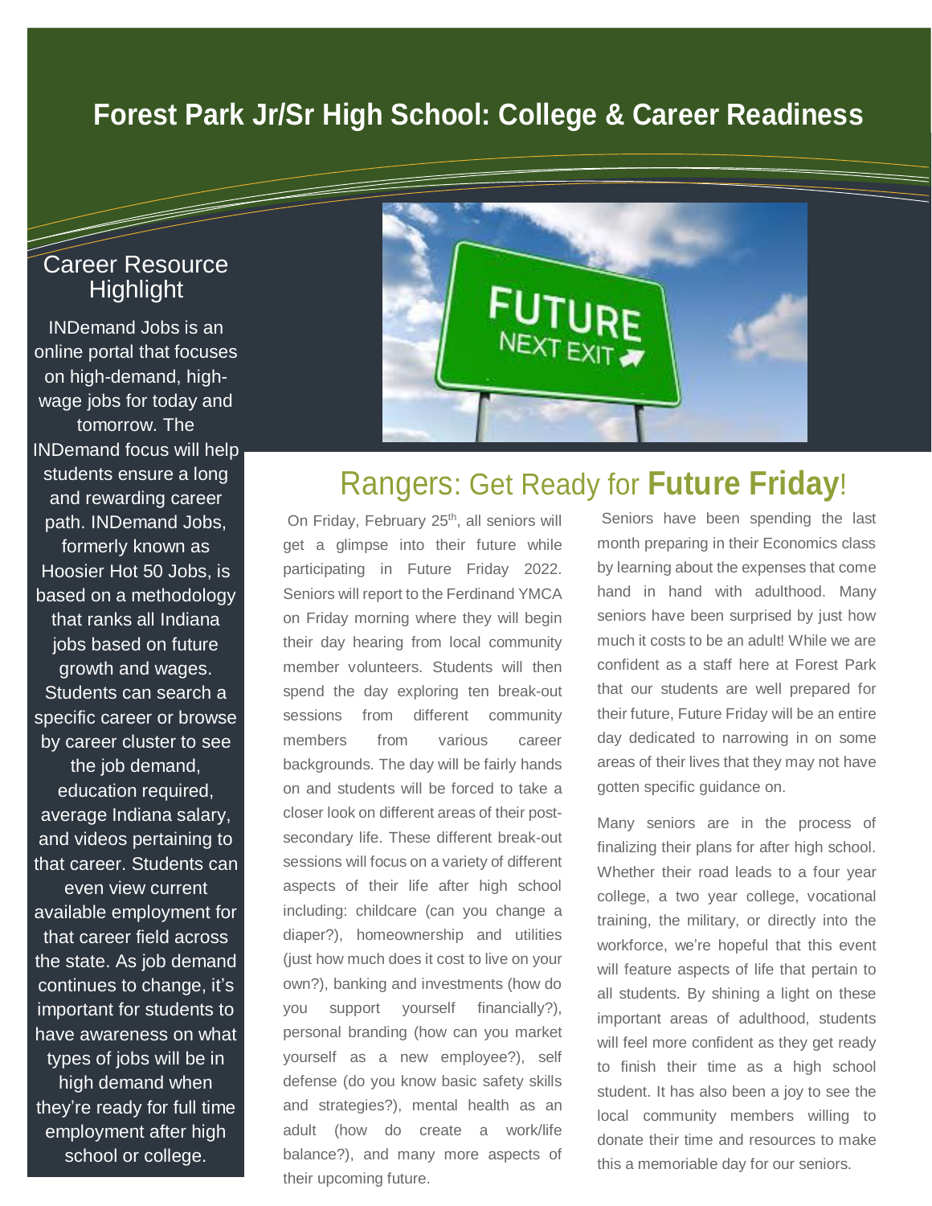# Forest Park Jr/Sr High School: College & Career Readiness

## Career Resource Highlight

INDemand Jobs is an online portal that focuses on high-demand, high-wage jobs for today and tomorrow. The INDemand focus will help students ensure a long and rewarding career path. INDemand Jobs, formerly known as Hoosier Hot 50 Jobs, is based on a methodology that ranks all Indiana jobs based on future growth and wages. Students can search a specific career or browse by career cluster to see the job demand, education required, average Indiana salary, and videos pertaining to that career. Students can even view current available employment for that career field across the state. As job demand continues to change, it's important for students to have awareness on what types of jobs will be in high demand when they're ready for full time employment after high school or college.

## Rangers: Get Ready for **Future Friday**!

On Friday, February 25th, all seniors will get a glimpse into their future while participating in Future Friday 2022. Seniors will report to the Ferdinand YMCA on Friday morning where they will begin their day hearing from local community member volunteers. Students will then spend the day exploring ten break-out sessions from different community members from various career backgrounds. The day will be fairly hands on and students will be forced to take a closer look on different areas of their post-secondary life. These different break-out sessions will focus on a variety of different aspects of their life after high school including: childcare (can you change a diaper?), homeownership and utilities (just how much does it cost to live on your own?), banking and investments (how do you support yourself financially?), personal branding (how can you market yourself as a new employee?), self defense (do you know basic safety skills and strategies?), mental health as an adult (how do create a work/life balance?), and many more aspects of their upcoming future.

Seniors have been spending the last month preparing in their Economics class by learning about the expenses that come hand in hand with adulthood. Many seniors have been surprised by just how much it costs to be an adult! While we are confident as a staff here at Forest Park that our students are well prepared for their future, Future Friday will be an entire day dedicated to narrowing in on some areas of their lives that they may not have gotten specific guidance on.

Many seniors are in the process of finalizing their plans for after high school. Whether their road leads to a four year college, a two year college, vocational training, the military, or directly into the workforce, we're hopeful that this event will feature aspects of life that pertain to all students. By shining a light on these important areas of adulthood, students will feel more confident as they get ready to finish their time as a high school student. It has also been a joy to see the local community members willing to donate their time and resources to make this a memoriable day for our seniors.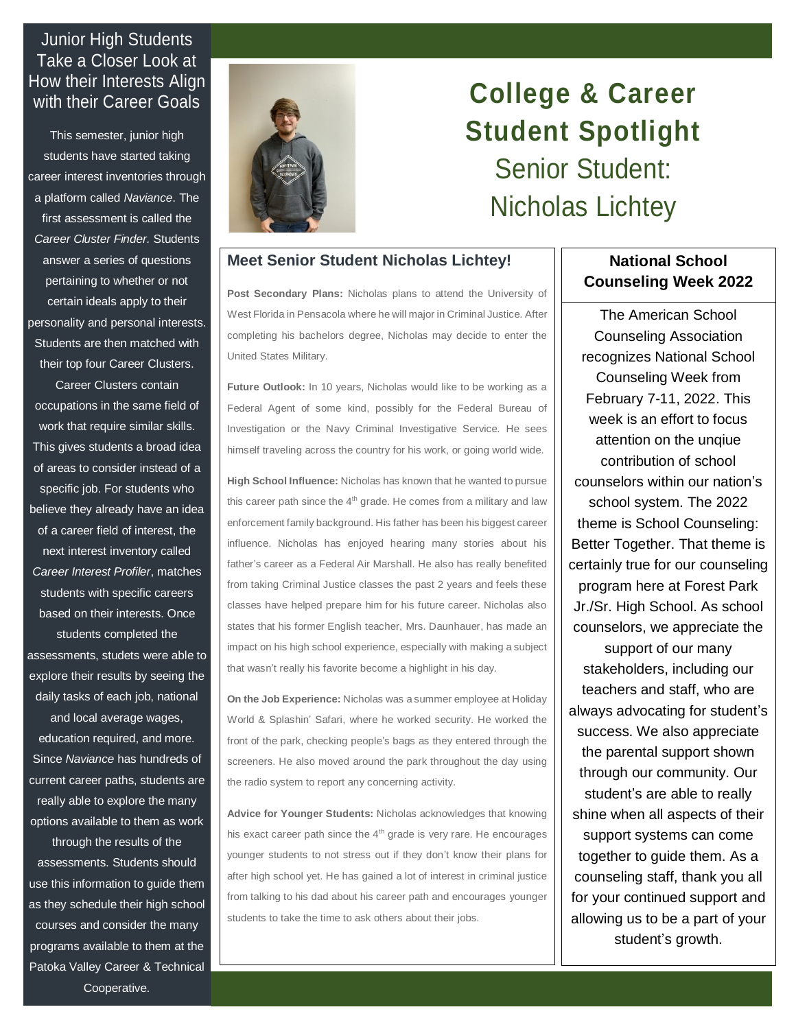## Junior High Students Take a Closer Look at How their Interests Align with their Career Goals

This semester, junior high students have started taking career interest inventories through a platform called *Naviance*. The first assessment is called the *Career Cluster Finder.* Students answer a series of questions pertaining to whether or not certain ideals apply to their personality and personal interests. Students are then matched with their top four Career Clusters. Career Clusters contain occupations in the same field of work that require similar skills. This gives students a broad idea of areas to consider instead of a specific job. For students who believe they already have an idea of a career field of interest, the next interest inventory called *Career Interest Profiler*, matches students with specific careers based on their interests. Once students completed the assessments, studets were able to explore their results by seeing the daily tasks of each job, national and local average wages, education required, and more. Since *Naviance* has hundreds of current career paths, students are really able to explore the many options available to them as work through the results of the assessments. Students should use this information to guide them as they schedule their high school courses and consider the many programs available to them at the Patoka Valley Career & Technical Cooperative.

# College & Career Student Spotlight

## Senior Student: Nicholas Lichtey

### Meet Senior Student Nicholas Lichtey!

**Post Secondary Plans:** Nicholas plans to attend the University of West Florida in Pensacola where he will major in Criminal Justice. After completing his bachelors degree, Nicholas may decide to enter the United States Military.

**Future Outlook:** In 10 years, Nicholas would like to be working as a Federal Agent of some kind, possibly for the Federal Bureau of Investigation or the Navy Criminal Investigative Service. He sees himself traveling across the country for his work, or going world wide.

**High School Influence:** Nicholas has known that he wanted to pursue this career path since the 4th grade. He comes from a military and law enforcement family background. His father has been his biggest career influence. Nicholas has enjoyed hearing many stories about his father's career as a Federal Air Marshall. He also has really benefited from taking Criminal Justice classes the past 2 years and feels these classes have helped prepare him for his future career. Nicholas also states that his former English teacher, Mrs. Daunhauer, has made an impact on his high school experience, especially with making a subject that wasn't really his favorite become a highlight in his day.

**On the Job Experience:** Nicholas was a summer employee at Holiday World & Splashin' Safari, where he worked security. He worked the front of the park, checking people's bags as they entered through the screeners. He also moved around the park throughout the day using the radio system to report any concerning activity.

**Advice for Younger Students:** Nicholas acknowledges that knowing his exact career path since the 4th grade is very rare. He encourages younger students to not stress out if they don't know their plans for after high school yet. He has gained a lot of interest in criminal justice from talking to his dad about his career path and encourages younger students to take the time to ask others about their jobs.

### National School Counseling Week 2022

The American School Counseling Association recognizes National School Counseling Week from February 7-11, 2022. This week is an effort to focus attention on the unqiue contribution of school counselors within our nation's school system. The 2022 theme is School Counseling: Better Together. That theme is certainly true for our counseling program here at Forest Park Jr./Sr. High School. As school counselors, we appreciate the support of our many stakeholders, including our teachers and staff, who are always advocating for student's success. We also appreciate the parental support shown through our community. Our student's are able to really shine when all aspects of their support systems can come together to guide them. As a counseling staff, thank you all for your continued support and allowing us to be a part of your student's growth.